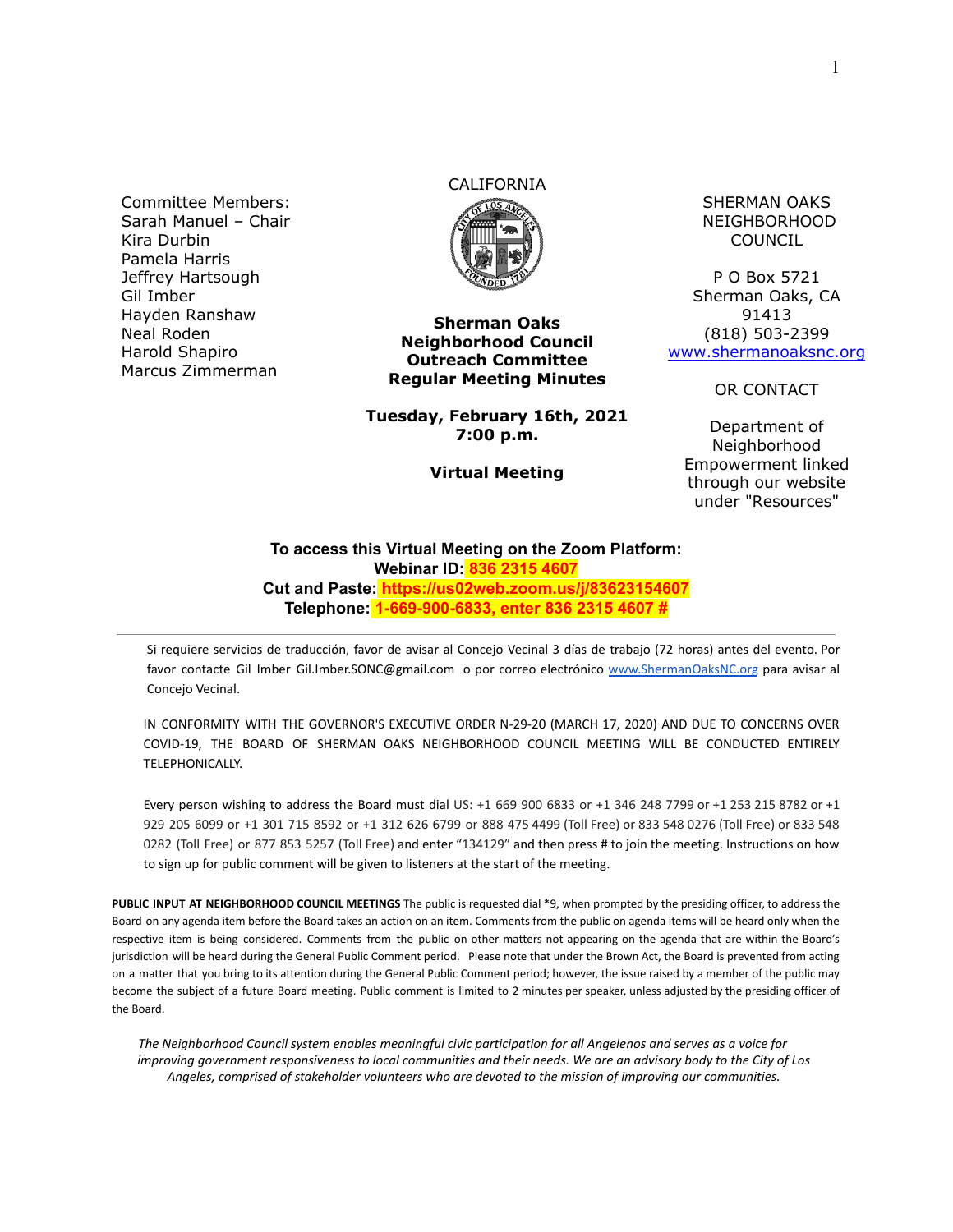Committee Members:
Sarah Manuel – Chair
Kira Durbin
Pamela Harris
Jeffrey Hartsough
Gil Imber
Hayden Ranshaw
Neal Roden
Harold Shapiro
Marcus Zimmerman

CALIFORNIA

# Sherman Oaks Neighborhood Council Outreach Committee Regular Meeting Minutes

**Tuesday, February 16th, 2021**
**7:00 p.m.**

**Virtual Meeting**

SHERMAN OAKS NEIGHBORHOOD COUNCIL

P O Box 5721
Sherman Oaks, CA 91413
(818) 503-2399
www.shermanoaksnc.org

OR CONTACT

Department of Neighborhood Empowerment linked through our website under "Resources"

**To access this Virtual Meeting on the Zoom Platform:**
**Webinar ID: 836 2315 4607**
**Cut and Paste: https://us02web.zoom.us/j/83623154607**
**Telephone: 1-669-900-6833, enter 836 2315 4607 #**

---

Si requiere servicios de traducción, favor de avisar al Concejo Vecinal 3 días de trabajo (72 horas) antes del evento. Por favor contacte Gil Imber Gil.Imber.SONC@gmail.com o por correo electrónico www.ShermanOaksNC.org para avisar al Concejo Vecinal.

IN CONFORMITY WITH THE GOVERNOR'S EXECUTIVE ORDER N-29-20 (MARCH 17, 2020) AND DUE TO CONCERNS OVER COVID-19, THE BOARD OF SHERMAN OAKS NEIGHBORHOOD COUNCIL MEETING WILL BE CONDUCTED ENTIRELY TELEPHONICALLY.

Every person wishing to address the Board must dial US: +1 669 900 6833 or +1 346 248 7799 or +1 253 215 8782 or +1 929 205 6099 or +1 301 715 8592 or +1 312 626 6799 or 888 475 4499 (Toll Free) or 833 548 0276 (Toll Free) or 833 548 0282 (Toll Free) or 877 853 5257 (Toll Free) and enter "134129" and then press # to join the meeting. Instructions on how to sign up for public comment will be given to listeners at the start of the meeting.

**PUBLIC INPUT AT NEIGHBORHOOD COUNCIL MEETINGS** The public is requested dial *9, when prompted by the presiding officer, to address the Board on any agenda item before the Board takes an action on an item. Comments from the public on agenda items will be heard only when the respective item is being considered. Comments from the public on other matters not appearing on the agenda that are within the Board's jurisdiction will be heard during the General Public Comment period. Please note that under the Brown Act, the Board is prevented from acting on a matter that you bring to its attention during the General Public Comment period; however, the issue raised by a member of the public may become the subject of a future Board meeting. Public comment is limited to 2 minutes per speaker, unless adjusted by the presiding officer of the Board.

*The Neighborhood Council system enables meaningful civic participation for all Angelenos and serves as a voice for improving government responsiveness to local communities and their needs. We are an advisory body to the City of Los Angeles, comprised of stakeholder volunteers who are devoted to the mission of improving our communities.*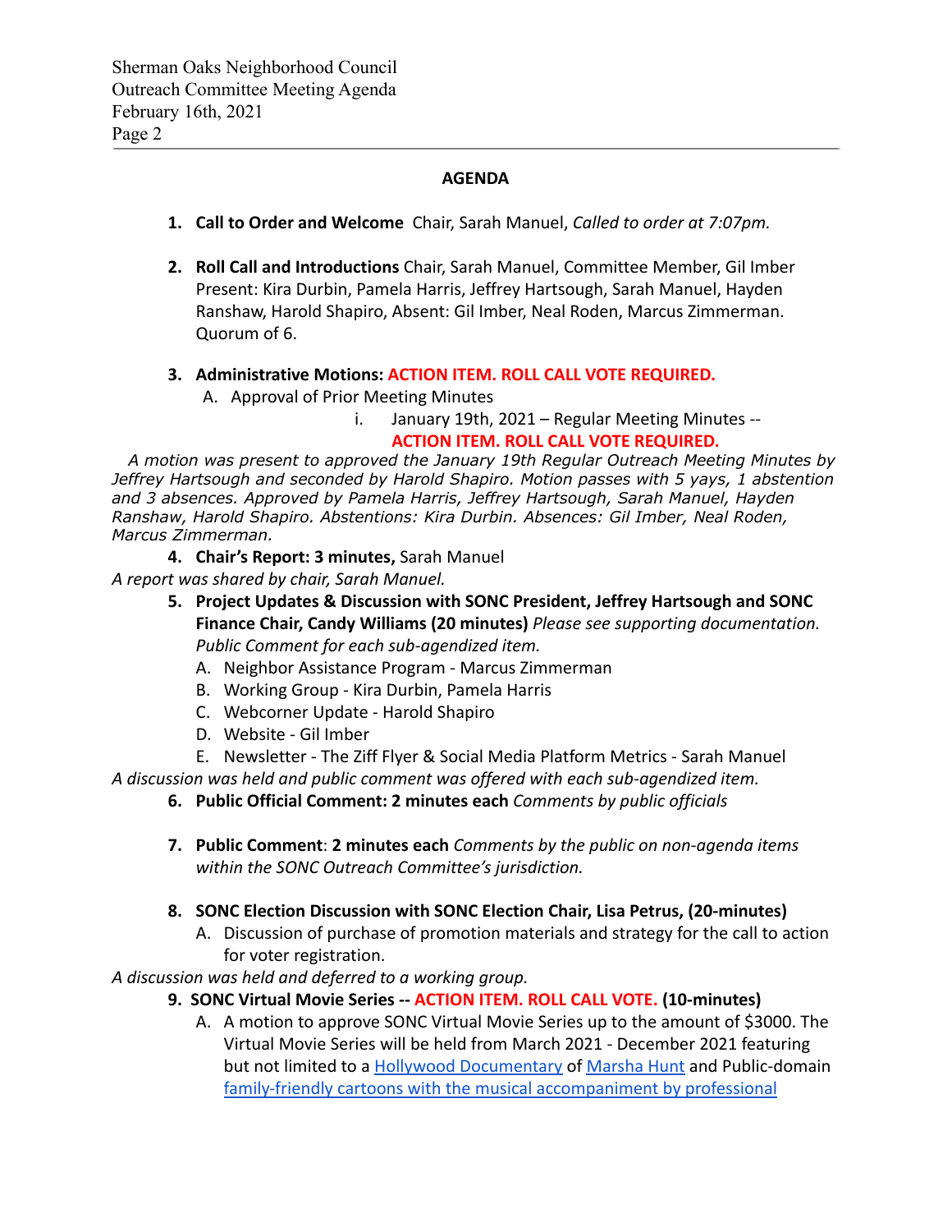## AGENDA

1. **Call to Order and Welcome** Chair, Sarah Manuel, *Called to order at 7:07pm.*

2. **Roll Call and Introductions** Chair, Sarah Manuel, Committee Member, Gil Imber Present: Kira Durbin, Pamela Harris, Jeffrey Hartsough, Sarah Manuel, Hayden Ranshaw, Harold Shapiro, Absent: Gil Imber, Neal Roden, Marcus Zimmerman. Quorum of 6.

3. **Administrative Motions: ACTION ITEM. ROLL CALL VOTE REQUIRED.**
   A. Approval of Prior Meeting Minutes
      i. January 19th, 2021 – Regular Meeting Minutes -- **ACTION ITEM. ROLL CALL VOTE REQUIRED.**

*A motion was present to approved the January 19th Regular Outreach Meeting Minutes by Jeffrey Hartsough and seconded by Harold Shapiro. Motion passes with 5 yays, 1 abstention and 3 absences. Approved by Pamela Harris, Jeffrey Hartsough, Sarah Manuel, Hayden Ranshaw, Harold Shapiro. Abstentions: Kira Durbin. Absences: Gil Imber, Neal Roden, Marcus Zimmerman.*

4. **Chair's Report: 3 minutes,** Sarah Manuel

*A report was shared by chair, Sarah Manuel.*

5. **Project Updates & Discussion with SONC President, Jeffrey Hartsough and SONC Finance Chair, Candy Williams (20 minutes)** *Please see supporting documentation. Public Comment for each sub-agendized item.*
   A. Neighbor Assistance Program - Marcus Zimmerman
   B. Working Group - Kira Durbin, Pamela Harris
   C. Webcorner Update - Harold Shapiro
   D. Website - Gil Imber
   E. Newsletter - The Ziff Flyer & Social Media Platform Metrics - Sarah Manuel

*A discussion was held and public comment was offered with each sub-agendized item.*

6. **Public Official Comment: 2 minutes each** *Comments by public officials*

7. **Public Comment**: **2 minutes each** *Comments by the public on non-agenda items within the SONC Outreach Committee's jurisdiction.*

8. **SONC Election Discussion with SONC Election Chair, Lisa Petrus, (20-minutes)**
   A. Discussion of purchase of promotion materials and strategy for the call to action for voter registration.

*A discussion was held and deferred to a working group.*

9. **SONC Virtual Movie Series -- ACTION ITEM. ROLL CALL VOTE. (10-minutes)**
   A. A motion to approve SONC Virtual Movie Series up to the amount of $3000. The Virtual Movie Series will be held from March 2021 - December 2021 featuring but not limited to a Hollywood Documentary of Marsha Hunt and Public-domain family-friendly cartoons with the musical accompaniment by professional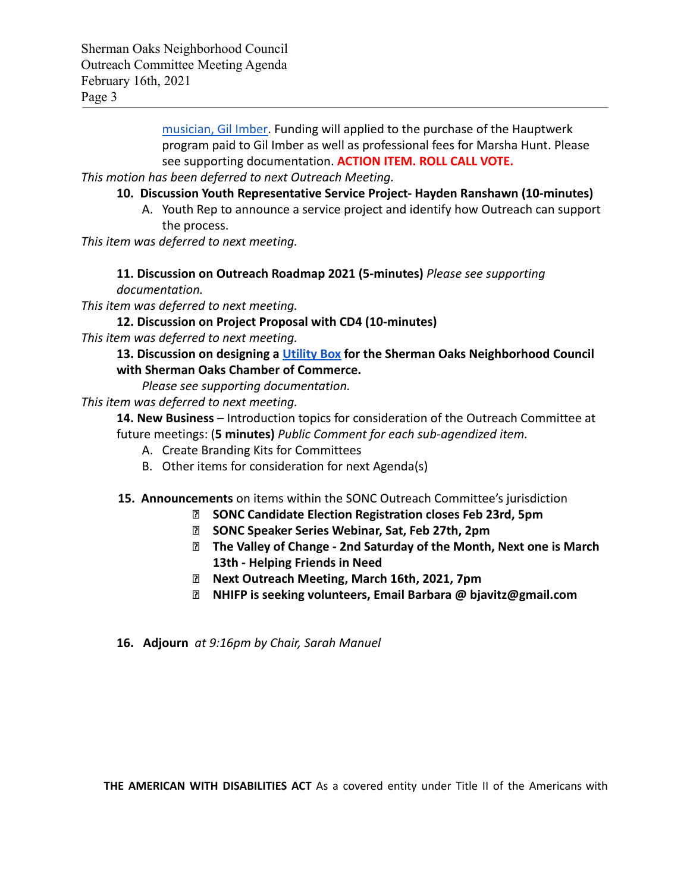musician, Gil Imber. Funding will applied to the purchase of the Hauptwerk program paid to Gil Imber as well as professional fees for Marsha Hunt. Please see supporting documentation. **ACTION ITEM. ROLL CALL VOTE.**

*This motion has been deferred to next Outreach Meeting.*

**10. Discussion Youth Representative Service Project- Hayden Ranshawn (10-minutes)**

A. Youth Rep to announce a service project and identify how Outreach can support the process.

*This item was deferred to next meeting.*

**11. Discussion on Outreach Roadmap 2021 (5-minutes)** *Please see supporting documentation.*

*This item was deferred to next meeting.*

**12. Discussion on Project Proposal with CD4 (10-minutes)**

*This item was deferred to next meeting.*

**13. Discussion on designing a Utility Box for the Sherman Oaks Neighborhood Council with Sherman Oaks Chamber of Commerce.**

*Please see supporting documentation.*

*This item was deferred to next meeting.*

**14. New Business** – Introduction topics for consideration of the Outreach Committee at future meetings: (**5 minutes)** *Public Comment for each sub-agendized item.*

A. Create Branding Kits for Committees
B. Other items for consideration for next Agenda(s)

**15. Announcements** on items within the SONC Outreach Committee's jurisdiction

- **SONC Candidate Election Registration closes Feb 23rd, 5pm**
- **SONC Speaker Series Webinar, Sat, Feb 27th, 2pm**
- **The Valley of Change - 2nd Saturday of the Month, Next one is March 13th - Helping Friends in Need**
- **Next Outreach Meeting, March 16th, 2021, 7pm**
- **NHIFP is seeking volunteers, Email Barbara @ bjavitz@gmail.com**

**16. Adjourn** *at 9:16pm by Chair, Sarah Manuel*

**THE AMERICAN WITH DISABILITIES ACT** As a covered entity under Title II of the Americans with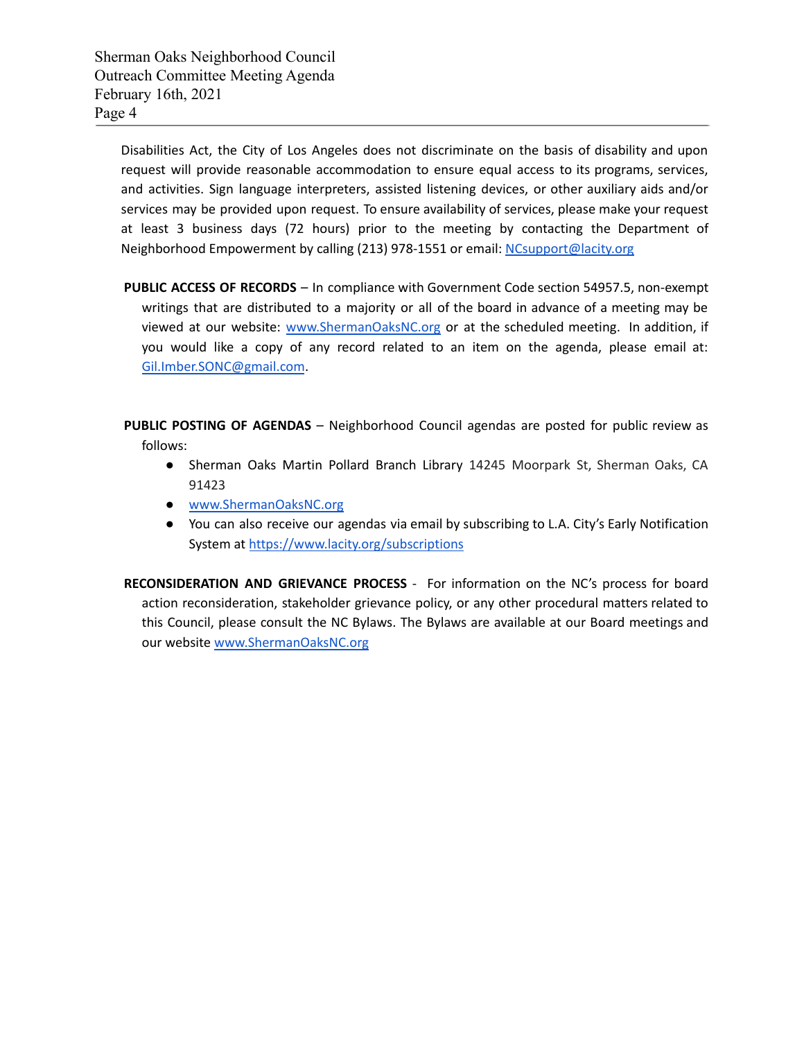Disabilities Act, the City of Los Angeles does not discriminate on the basis of disability and upon request will provide reasonable accommodation to ensure equal access to its programs, services, and activities. Sign language interpreters, assisted listening devices, or other auxiliary aids and/or services may be provided upon request. To ensure availability of services, please make your request at least 3 business days (72 hours) prior to the meeting by contacting the Department of Neighborhood Empowerment by calling (213) 978-1551 or email: NCsupport@lacity.org

**PUBLIC ACCESS OF RECORDS** – In compliance with Government Code section 54957.5, non-exempt writings that are distributed to a majority or all of the board in advance of a meeting may be viewed at our website: www.ShermanOaksNC.org or at the scheduled meeting. In addition, if you would like a copy of any record related to an item on the agenda, please email at: Gil.Imber.SONC@gmail.com.

**PUBLIC POSTING OF AGENDAS** – Neighborhood Council agendas are posted for public review as follows:

- Sherman Oaks Martin Pollard Branch Library 14245 Moorpark St, Sherman Oaks, CA 91423
- www.ShermanOaksNC.org
- You can also receive our agendas via email by subscribing to L.A. City's Early Notification System at https://www.lacity.org/subscriptions

**RECONSIDERATION AND GRIEVANCE PROCESS** - For information on the NC's process for board action reconsideration, stakeholder grievance policy, or any other procedural matters related to this Council, please consult the NC Bylaws. The Bylaws are available at our Board meetings and our website www.ShermanOaksNC.org